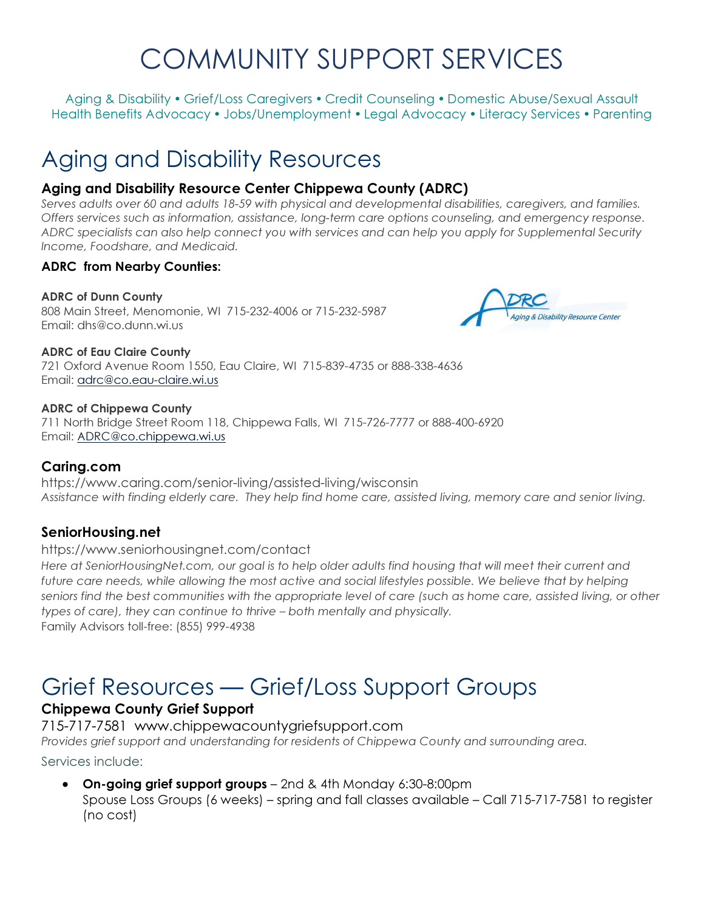# COMMUNITY SUPPORT SERVICES

Aging & Disability • Grief/Loss Caregivers • Credit Counseling • Domestic Abuse/Sexual Assault
Health Benefits Advocacy • Jobs/Unemployment • Legal Advocacy • Literacy Services • Parenting

## Aging and Disability Resources

### Aging and Disability Resource Center Chippewa County (ADRC)

*Serves adults over 60 and adults 18-59 with physical and developmental disabilities, caregivers, and families. Offers services such as information, assistance, long-term care options counseling, and emergency response. ADRC specialists can also help connect you with services and can help you apply for Supplemental Security Income, Foodshare, and Medicaid.*

**ADRC from Nearby Counties:**

**ADRC of Dunn County**
808 Main Street, Menomonie, WI 715-232-4006 or 715-232-5987
Email: dhs@co.dunn.wi.us

**ADRC of Eau Claire County**
721 Oxford Avenue Room 1550, Eau Claire, WI 715-839-4735 or 888-338-4636
Email: adrc@co.eau-claire.wi.us

**ADRC of Chippewa County**
711 North Bridge Street Room 118, Chippewa Falls, WI 715-726-7777 or 888-400-6920
Email: ADRC@co.chippewa.wi.us

### Caring.com

https://www.caring.com/senior-living/assisted-living/wisconsin
*Assistance with finding elderly care. They help find home care, assisted living, memory care and senior living.*

### SeniorHousing.net

https://www.seniorhousingnet.com/contact
*Here at SeniorHousingNet.com, our goal is to help older adults find housing that will meet their current and future care needs, while allowing the most active and social lifestyles possible. We believe that by helping seniors find the best communities with the appropriate level of care (such as home care, assisted living, or other types of care), they can continue to thrive – both mentally and physically.*
Family Advisors toll-free: (855) 999-4938

## Grief Resources — Grief/Loss Support Groups

### Chippewa County Grief Support

715-717-7581 www.chippewacountygriefsupport.com
*Provides grief support and understanding for residents of Chippewa County and surrounding area.*

Services include:

- **On-going grief support groups** – 2nd & 4th Monday 6:30-8:00pm
  Spouse Loss Groups (6 weeks) – spring and fall classes available – Call 715-717-7581 to register (no cost)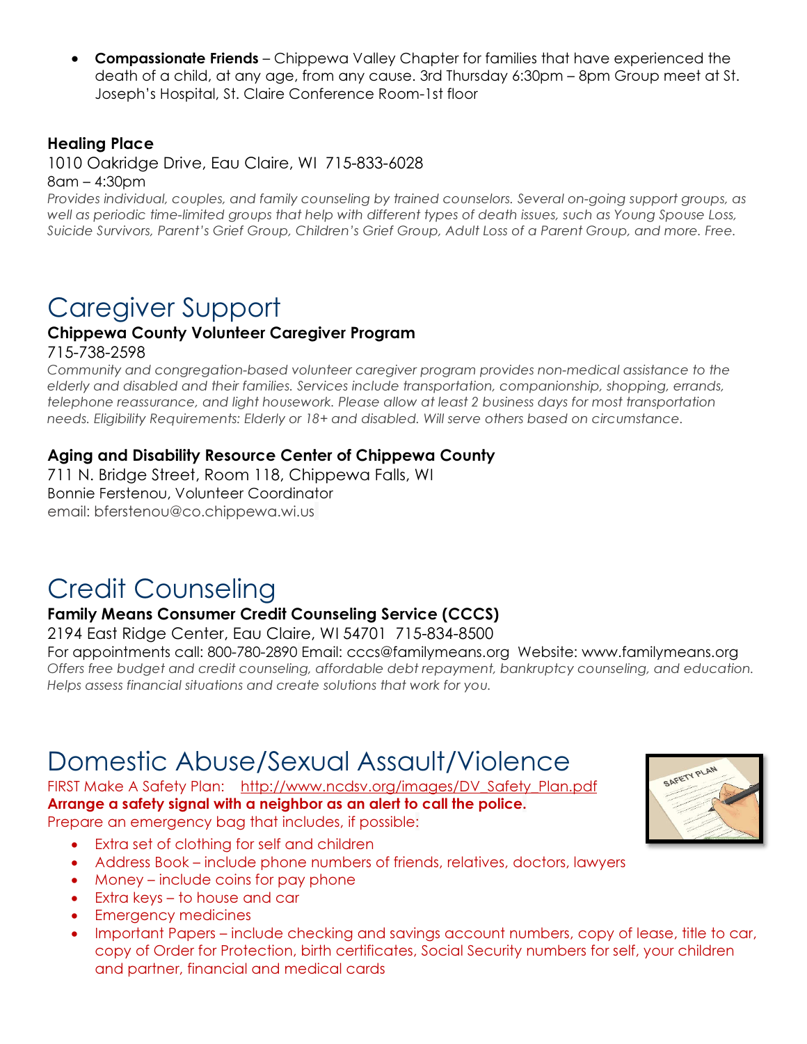- **Compassionate Friends** – Chippewa Valley Chapter for families that have experienced the death of a child, at any age, from any cause. 3rd Thursday 6:30pm – 8pm Group meet at St. Joseph's Hospital, St. Claire Conference Room-1st floor

### Healing Place

1010 Oakridge Drive, Eau Claire, WI 715-833-6028
8am – 4:30pm
*Provides individual, couples, and family counseling by trained counselors. Several on-going support groups, as well as periodic time-limited groups that help with different types of death issues, such as Young Spouse Loss, Suicide Survivors, Parent's Grief Group, Children's Grief Group, Adult Loss of a Parent Group, and more. Free.*

# Caregiver Support

### Chippewa County Volunteer Caregiver Program

715-738-2598
*Community and congregation-based volunteer caregiver program provides non-medical assistance to the elderly and disabled and their families. Services include transportation, companionship, shopping, errands, telephone reassurance, and light housework. Please allow at least 2 business days for most transportation needs. Eligibility Requirements: Elderly or 18+ and disabled. Will serve others based on circumstance.*

### Aging and Disability Resource Center of Chippewa County

711 N. Bridge Street, Room 118, Chippewa Falls, WI
Bonnie Ferstenou, Volunteer Coordinator
email: bferstenou@co.chippewa.wi.us

# Credit Counseling

### Family Means Consumer Credit Counseling Service (CCCS)

2194 East Ridge Center, Eau Claire, WI 54701 715-834-8500
For appointments call: 800-780-2890 Email: cccs@familymeans.org Website: www.familymeans.org
*Offers free budget and credit counseling, affordable debt repayment, bankruptcy counseling, and education. Helps assess financial situations and create solutions that work for you.*

# Domestic Abuse/Sexual Assault/Violence

FIRST Make A Safety Plan: http://www.ncdsv.org/images/DV_Safety_Plan.pdf
**Arrange a safety signal with a neighbor as an alert to call the police.**
Prepare an emergency bag that includes, if possible:

- Extra set of clothing for self and children
- Address Book – include phone numbers of friends, relatives, doctors, lawyers
- Money – include coins for pay phone
- Extra keys – to house and car
- Emergency medicines
- Important Papers – include checking and savings account numbers, copy of lease, title to car, copy of Order for Protection, birth certificates, Social Security numbers for self, your children and partner, financial and medical cards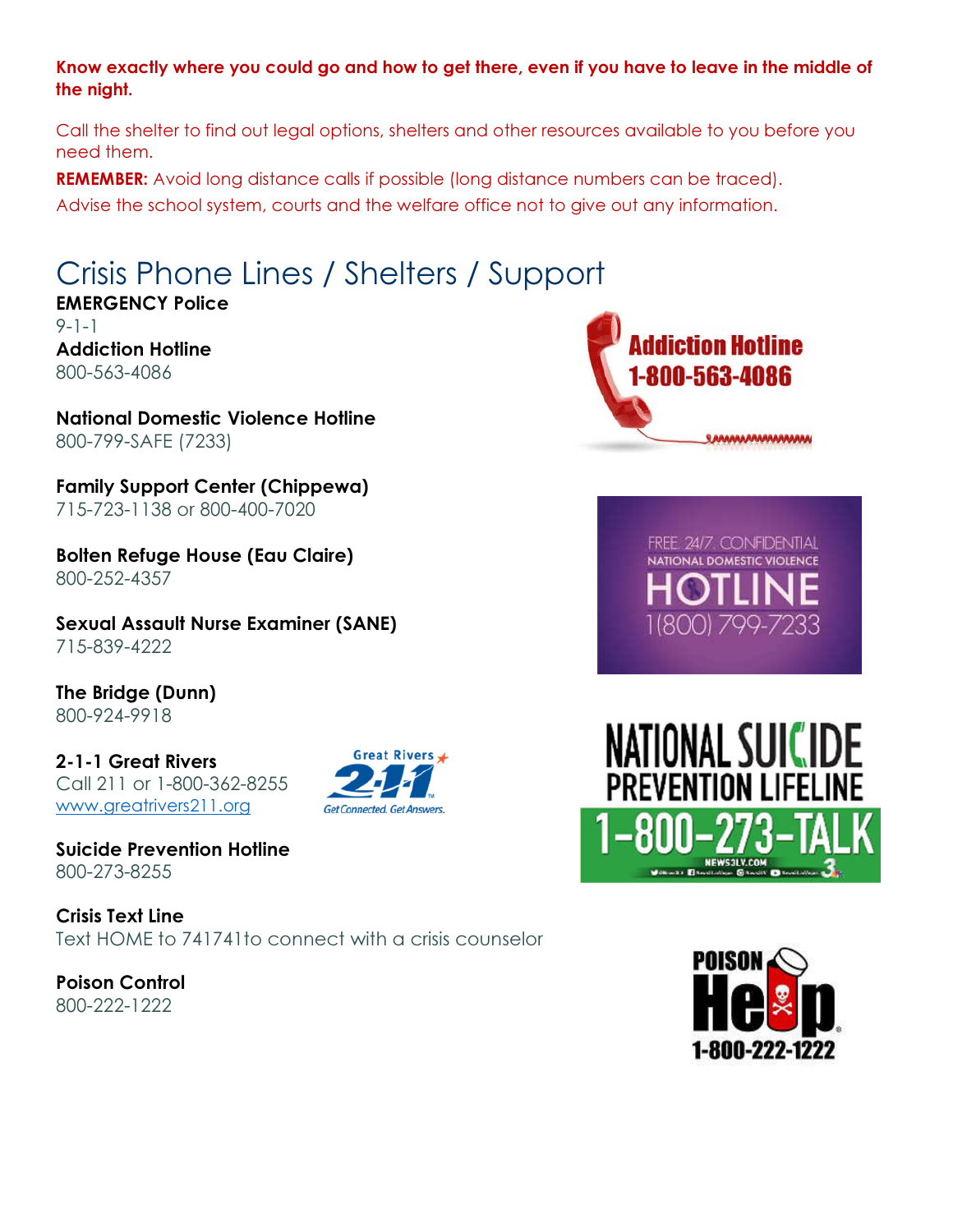**Know exactly where you could go and how to get there, even if you have to leave in the middle of the night.**

Call the shelter to find out legal options, shelters and other resources available to you before you need them.

**REMEMBER:** Avoid long distance calls if possible (long distance numbers can be traced).

Advise the school system, courts and the welfare office not to give out any information.

# Crisis Phone Lines / Shelters / Support

**EMERGENCY Police**
9-1-1

**Addiction Hotline**
800-563-4086

**National Domestic Violence Hotline**
800-799-SAFE (7233)

**Family Support Center (Chippewa)**
715-723-1138 or 800-400-7020

**Bolten Refuge House (Eau Claire)**
800-252-4357

**Sexual Assault Nurse Examiner (SANE)**
715-839-4222

**The Bridge (Dunn)**
800-924-9918

**2-1-1 Great Rivers**
Call 211 or 1-800-362-8255
www.greatrivers211.org

**Suicide Prevention Hotline**
800-273-8255

**Crisis Text Line**
Text HOME to 741741to connect with a crisis counselor

**Poison Control**
800-222-1222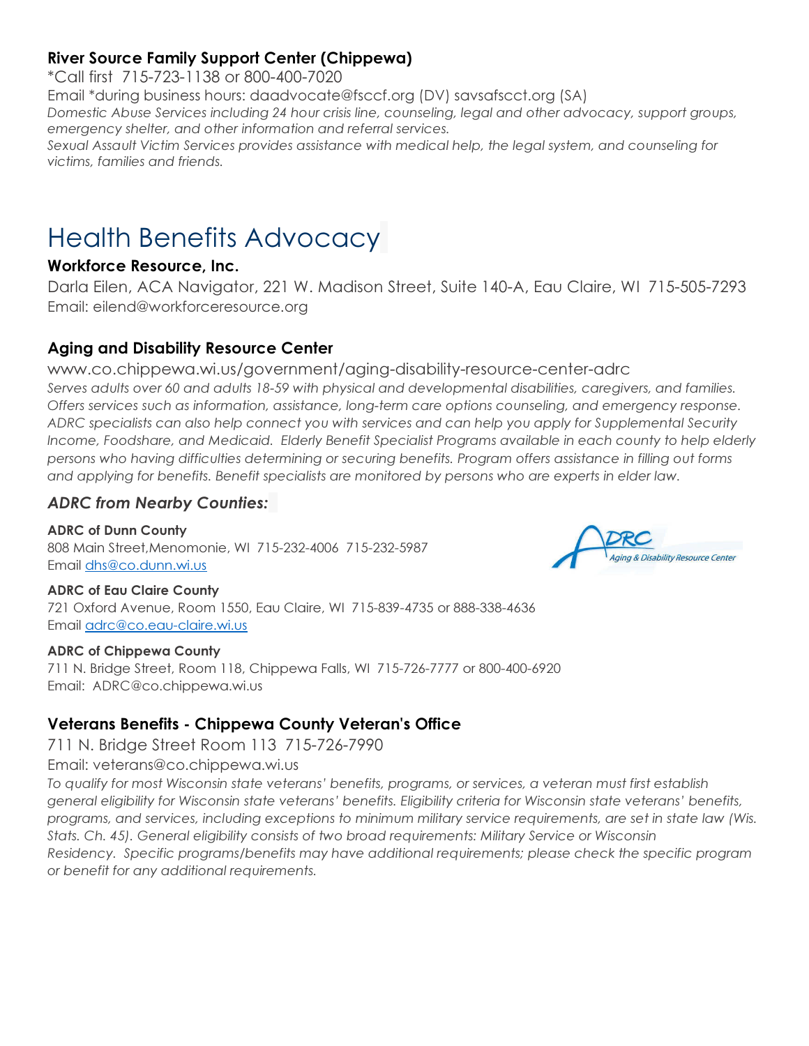### River Source Family Support Center (Chippewa)

*Call first 715-723-1138 or 800-400-7020
Email *during business hours: daadvocate@fsccf.org (DV) savsafscct.org (SA)
*Domestic Abuse Services including 24 hour crisis line, counseling, legal and other advocacy, support groups, emergency shelter, and other information and referral services.*
*Sexual Assault Victim Services provides assistance with medical help, the legal system, and counseling for victims, families and friends.*

# Health Benefits Advocacy

### Workforce Resource, Inc.

Darla Eilen, ACA Navigator, 221 W. Madison Street, Suite 140-A, Eau Claire, WI 715-505-7293
Email: eilend@workforceresource.org

### Aging and Disability Resource Center

www.co.chippewa.wi.us/government/aging-disability-resource-center-adrc
*Serves adults over 60 and adults 18-59 with physical and developmental disabilities, caregivers, and families. Offers services such as information, assistance, long-term care options counseling, and emergency response. ADRC specialists can also help connect you with services and can help you apply for Supplemental Security Income, Foodshare, and Medicaid. Elderly Benefit Specialist Programs available in each county to help elderly persons who having difficulties determining or securing benefits. Program offers assistance in filling out forms and applying for benefits. Benefit specialists are monitored by persons who are experts in elder law.*

#### *ADRC from Nearby Counties:*

**ADRC of Dunn County**
808 Main Street,Menomonie, WI 715-232-4006 715-232-5987
Email dhs@co.dunn.wi.us

**ADRC of Eau Claire County**
721 Oxford Avenue, Room 1550, Eau Claire, WI 715-839-4735 or 888-338-4636
Email adrc@co.eau-claire.wi.us

**ADRC of Chippewa County**
711 N. Bridge Street, Room 118, Chippewa Falls, WI 715-726-7777 or 800-400-6920
Email: ADRC@co.chippewa.wi.us

### Veterans Benefits - Chippewa County Veteran's Office

711 N. Bridge Street Room 113 715-726-7990
Email: veterans@co.chippewa.wi.us
*To qualify for most Wisconsin state veterans' benefits, programs, or services, a veteran must first establish general eligibility for Wisconsin state veterans' benefits. Eligibility criteria for Wisconsin state veterans' benefits, programs, and services, including exceptions to minimum military service requirements, are set in state law (Wis. Stats. Ch. 45). General eligibility consists of two broad requirements: Military Service or Wisconsin Residency. Specific programs/benefits may have additional requirements; please check the specific program or benefit for any additional requirements.*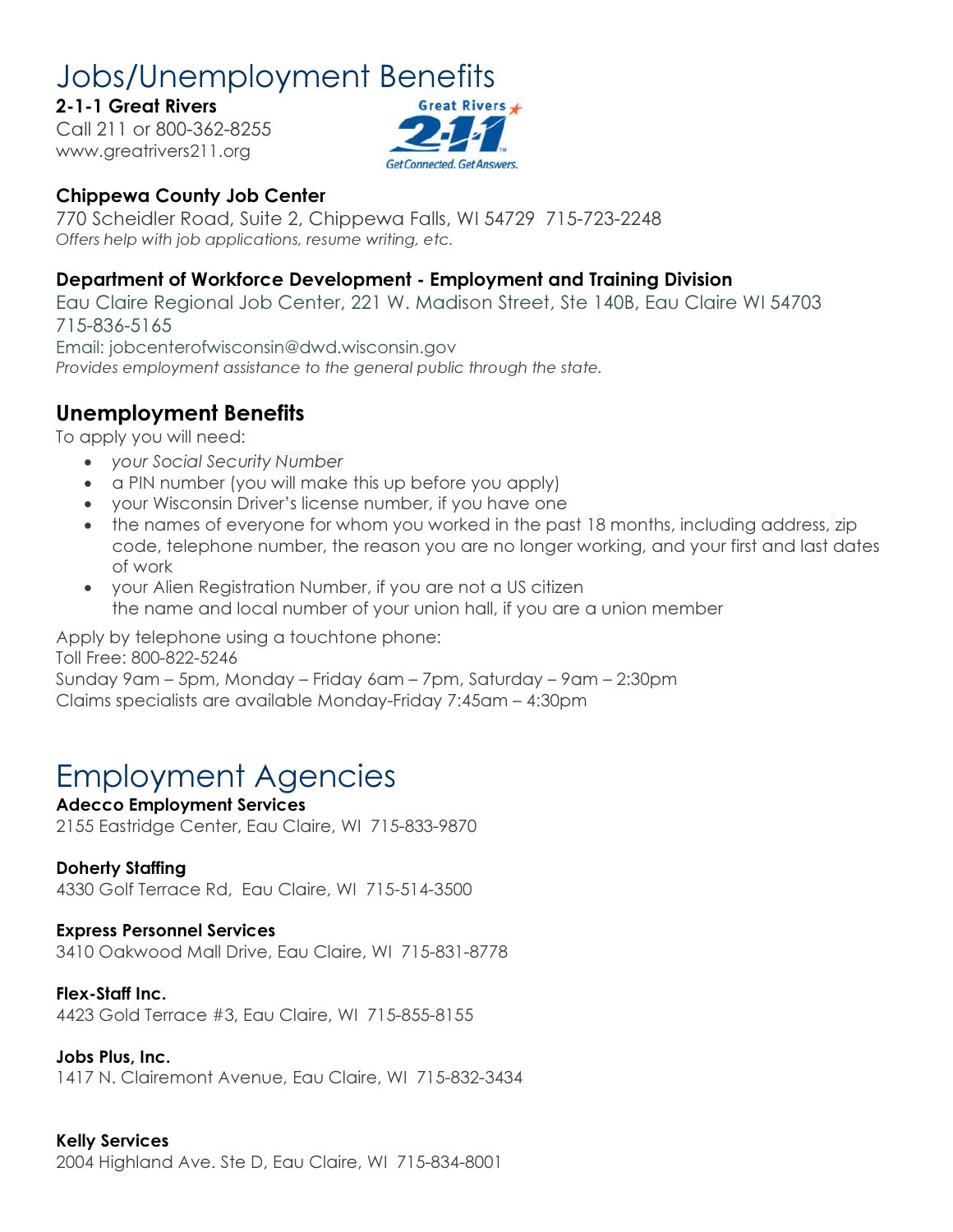# Jobs/Unemployment Benefits

**2-1-1 Great Rivers**
Call 211 or 800-362-8255
www.greatrivers211.org

**Chippewa County Job Center**
770 Scheidler Road, Suite 2, Chippewa Falls, WI 54729 715-723-2248
*Offers help with job applications, resume writing, etc.*

**Department of Workforce Development - Employment and Training Division**
Eau Claire Regional Job Center, 221 W. Madison Street, Ste 140B, Eau Claire WI 54703
715-836-5165
Email: jobcenterofwisconsin@dwd.wisconsin.gov
*Provides employment assistance to the general public through the state.*

## Unemployment Benefits

To apply you will need:

- *your Social Security Number*
- a PIN number (you will make this up before you apply)
- your Wisconsin Driver's license number, if you have one
- the names of everyone for whom you worked in the past 18 months, including address, zip code, telephone number, the reason you are no longer working, and your first and last dates of work
- your Alien Registration Number, if you are not a US citizen
  the name and local number of your union hall, if you are a union member

Apply by telephone using a touchtone phone:
Toll Free: 800-822-5246
Sunday 9am – 5pm, Monday – Friday 6am – 7pm, Saturday – 9am – 2:30pm
Claims specialists are available Monday-Friday 7:45am – 4:30pm

# Employment Agencies

**Adecco Employment Services**
2155 Eastridge Center, Eau Claire, WI 715-833-9870

**Doherty Staffing**
4330 Golf Terrace Rd, Eau Claire, WI 715-514-3500

**Express Personnel Services**
3410 Oakwood Mall Drive, Eau Claire, WI 715-831-8778

**Flex-Staff Inc.**
4423 Gold Terrace #3, Eau Claire, WI 715-855-8155

**Jobs Plus, Inc.**
1417 N. Clairemont Avenue, Eau Claire, WI 715-832-3434

**Kelly Services**
2004 Highland Ave. Ste D, Eau Claire, WI 715-834-8001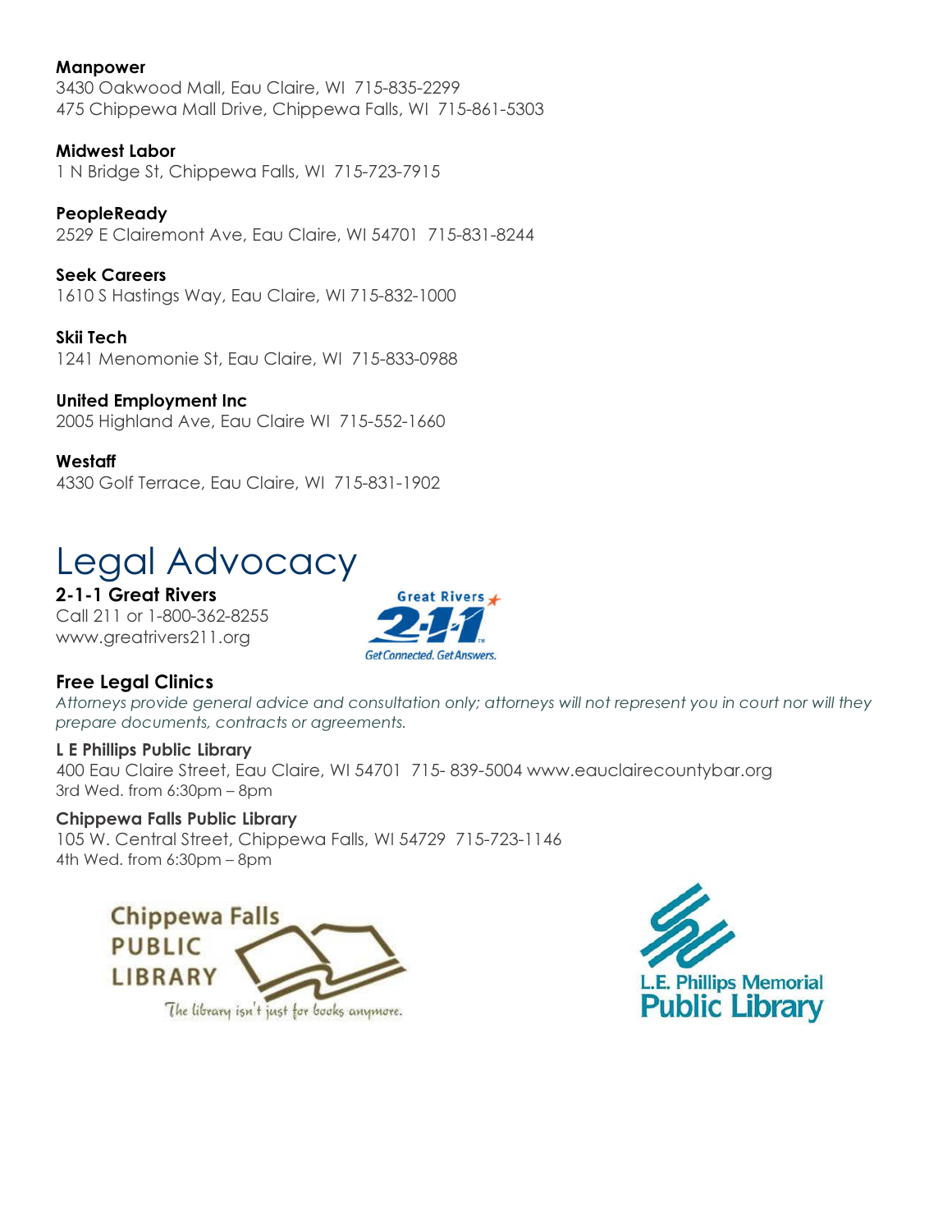**Manpower**
3430 Oakwood Mall, Eau Claire, WI 715-835-2299
475 Chippewa Mall Drive, Chippewa Falls, WI 715-861-5303

**Midwest Labor**
1 N Bridge St, Chippewa Falls, WI 715-723-7915

**PeopleReady**
2529 E Clairemont Ave, Eau Claire, WI 54701 715-831-8244

**Seek Careers**
1610 S Hastings Way, Eau Claire, WI 715-832-1000

**Skii Tech**
1241 Menomonie St, Eau Claire, WI 715-833-0988

**United Employment Inc**
2005 Highland Ave, Eau Claire WI 715-552-1660

**Westaff**
4330 Golf Terrace, Eau Claire, WI 715-831-1902

# Legal Advocacy

**2-1-1 Great Rivers**
Call 211 or 1-800-362-8255
www.greatrivers211.org

### Free Legal Clinics

*Attorneys provide general advice and consultation only; attorneys will not represent you in court nor will they prepare documents, contracts or agreements.*

**L E Phillips Public Library**
400 Eau Claire Street, Eau Claire, WI 54701 715- 839-5004 www.eauclairecountybar.org
3rd Wed. from 6:30pm – 8pm

**Chippewa Falls Public Library**
105 W. Central Street, Chippewa Falls, WI 54729 715-723-1146
4th Wed. from 6:30pm – 8pm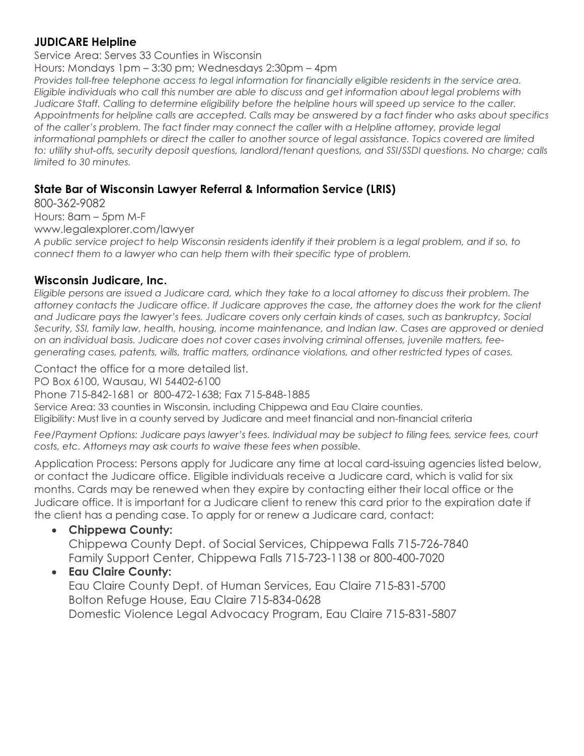### JUDICARE Helpline

Service Area: Serves 33 Counties in Wisconsin

Hours: Mondays 1pm – 3:30 pm; Wednesdays 2:30pm – 4pm

*Provides toll-free telephone access to legal information for financially eligible residents in the service area. Eligible individuals who call this number are able to discuss and get information about legal problems with Judicare Staff. Calling to determine eligibility before the helpline hours will speed up service to the caller. Appointments for helpline calls are accepted. Calls may be answered by a fact finder who asks about specifics of the caller's problem. The fact finder may connect the caller with a Helpline attorney, provide legal informational pamphlets or direct the caller to another source of legal assistance. Topics covered are limited to: utility shut-offs, security deposit questions, landlord/tenant questions, and SSI/SSDI questions. No charge; calls limited to 30 minutes.*

### State Bar of Wisconsin Lawyer Referral & Information Service (LRIS)

800-362-9082

Hours: 8am – 5pm M-F

www.legalexplorer.com/lawyer

*A public service project to help Wisconsin residents identify if their problem is a legal problem, and if so, to connect them to a lawyer who can help them with their specific type of problem.*

### Wisconsin Judicare, Inc.

*Eligible persons are issued a Judicare card, which they take to a local attorney to discuss their problem. The attorney contacts the Judicare office. If Judicare approves the case, the attorney does the work for the client and Judicare pays the lawyer's fees. Judicare covers only certain kinds of cases, such as bankruptcy, Social Security, SSI, family law, health, housing, income maintenance, and Indian law. Cases are approved or denied on an individual basis. Judicare does not cover cases involving criminal offenses, juvenile matters, fee-generating cases, patents, wills, traffic matters, ordinance violations, and other restricted types of cases.*

Contact the office for a more detailed list.

PO Box 6100, Wausau, WI 54402-6100

Phone 715-842-1681 or 800-472-1638; Fax 715-848-1885

Service Area: 33 counties in Wisconsin, including Chippewa and Eau Claire counties.

Eligibility: Must live in a county served by Judicare and meet financial and non-financial criteria

*Fee/Payment Options: Judicare pays lawyer's fees. Individual may be subject to filing fees, service fees, court costs, etc. Attorneys may ask courts to waive these fees when possible.*

Application Process: Persons apply for Judicare any time at local card-issuing agencies listed below, or contact the Judicare office. Eligible individuals receive a Judicare card, which is valid for six months. Cards may be renewed when they expire by contacting either their local office or the Judicare office. It is important for a Judicare client to renew this card prior to the expiration date if the client has a pending case. To apply for or renew a Judicare card, contact:

- **Chippewa County:**
  Chippewa County Dept. of Social Services, Chippewa Falls 715-726-7840
  Family Support Center, Chippewa Falls 715-723-1138 or 800-400-7020
- **Eau Claire County:**
  Eau Claire County Dept. of Human Services, Eau Claire 715-831-5700
  Bolton Refuge House, Eau Claire 715-834-0628
  Domestic Violence Legal Advocacy Program, Eau Claire 715-831-5807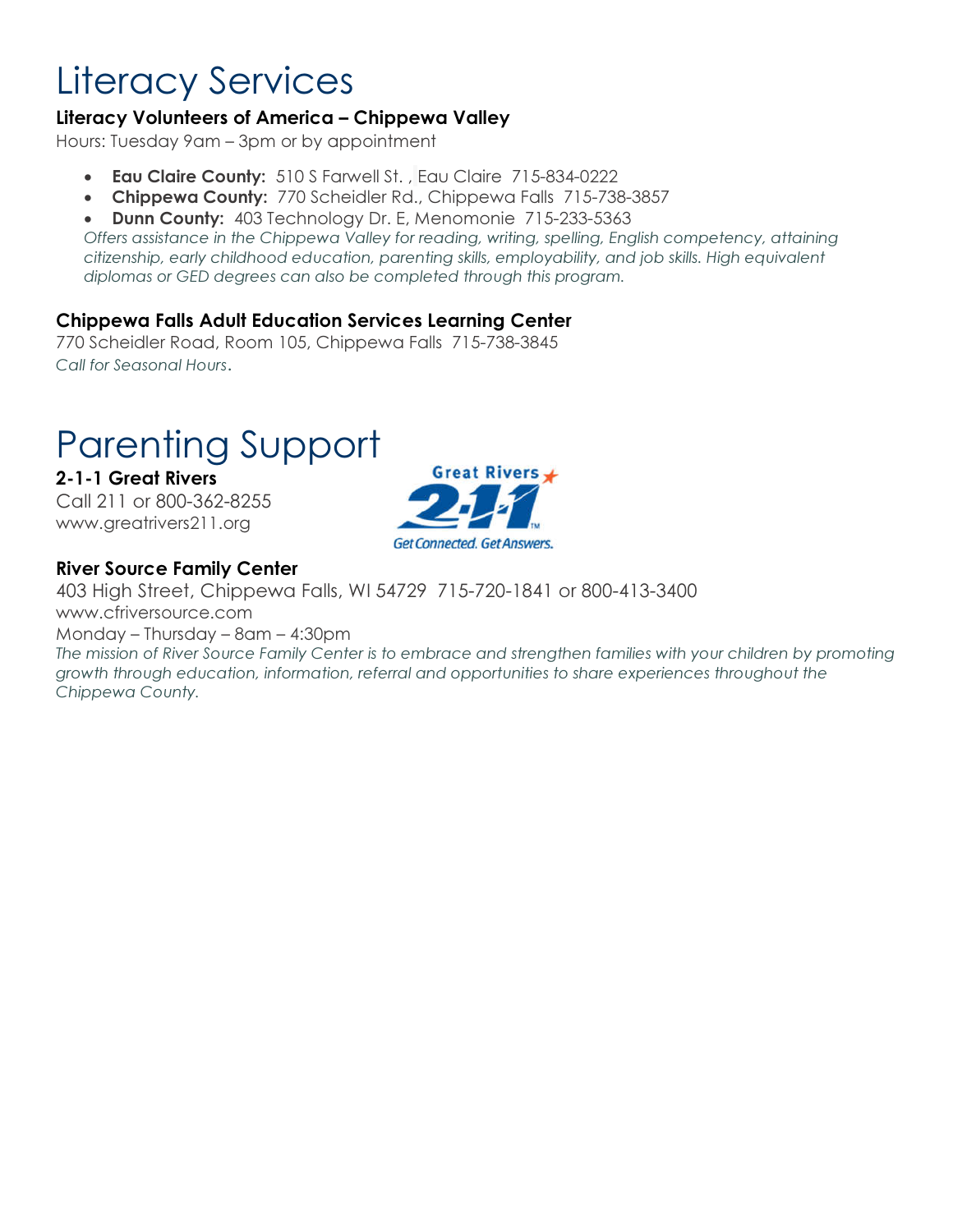# Literacy Services

### Literacy Volunteers of America – Chippewa Valley

Hours: Tuesday 9am – 3pm or by appointment

- **Eau Claire County:** 510 S Farwell St. , Eau Claire 715-834-0222
- **Chippewa County:** 770 Scheidler Rd., Chippewa Falls 715-738-3857
- **Dunn County:** 403 Technology Dr. E, Menomonie 715-233-5363

  *Offers assistance in the Chippewa Valley for reading, writing, spelling, English competency, attaining citizenship, early childhood education, parenting skills, employability, and job skills. High equivalent diplomas or GED degrees can also be completed through this program.*

### Chippewa Falls Adult Education Services Learning Center

770 Scheidler Road, Room 105, Chippewa Falls 715-738-3845

*Call for Seasonal Hours*.

# Parenting Support

### 2-1-1 Great Rivers

Call 211 or 800-362-8255

www.greatrivers211.org

Great Rivers 2-1-1 Get Connected. Get Answers.

### River Source Family Center

403 High Street, Chippewa Falls, WI 54729 715-720-1841 or 800-413-3400

www.cfriversource.com

Monday – Thursday – 8am – 4:30pm

*The mission of River Source Family Center is to embrace and strengthen families with your children by promoting growth through education, information, referral and opportunities to share experiences throughout the Chippewa County.*